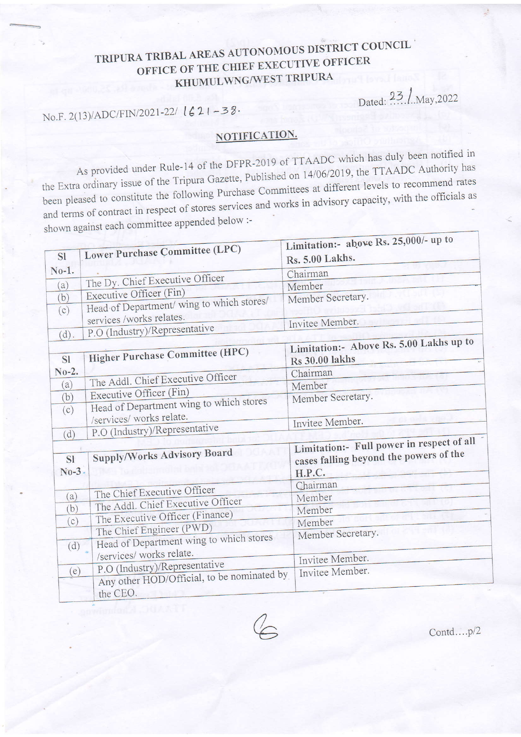# TRIPURA TRIBAL AREAS AUTONOMOUS DISTRICT COUNCIL
## OFFICE OF THE CHIEF EXECUTIVE OFFICER
### KHUMULWNG/WEST TRIPURA

No.F. 2(13)/ADC/FIN/2021-22/ 1621-38.

Dated: 23/ May,2022

## NOTIFICATION.

As provided under Rule-14 of the DFPR-2019 of TTAADC which has duly been notified in the Extra ordinary issue of the Tripura Gazette, Published on 14/06/2019, the TTAADC Authority has been pleased to constitute the following Purchase Committees at different levels to recommend rates and terms of contract in respect of stores services and works in advisory capacity, with the officials as shown against each committee appended below :-

| Sl No-1. | Lower Purchase Committee (LPC) | Limitation:- above Rs. 25,000/- up to Rs. 5.00 Lakhs. |
|---|---|---|
| (a) | The Dy. Chief Executive Officer | Chairman |
| (b) | Executive Officer (Fin) | Member |
| (c) | Head of Department/ wing to which stores/ services /works relates. | Member Secretary. |
| (d). | P.O (Industry)/Representative | Invitee Member. |

| Sl No-2. | Higher Purchase Committee (HPC) | Limitation:- Above Rs. 5.00 Lakhs up to Rs 30.00 lakhs |
|---|---|---|
| (a) | The Addl. Chief Executive Officer | Chairman |
| (b) | Executive Officer (Fin) | Member |
| (c) | Head of Department wing to which stores /services/ works relate. | Member Secretary. |
| (d) | P.O (Industry)/Representative | Invitee Member. |

| Sl No-3. | Supply/Works Advisory Board | Limitation:- Full power in respect of all cases falling beyond the powers of the H.P.C. |
|---|---|---|
| (a) | The Chief Executive Officer | Chairman |
| (b) | The Addl. Chief Executive Officer | Member |
| (c) | The Executive Officer (Finance) | Member |
| | The Chief Engineer (PWD) | Member |
| (d) | Head of Department wing to which stores /services/ works relate. | Member Secretary. |
| (e) | P.O (Industry)/Representative | Invitee Member. |
| | Any other HOD/Official, to be nominated by the CEO. | Invitee Member. |

Contd….p/2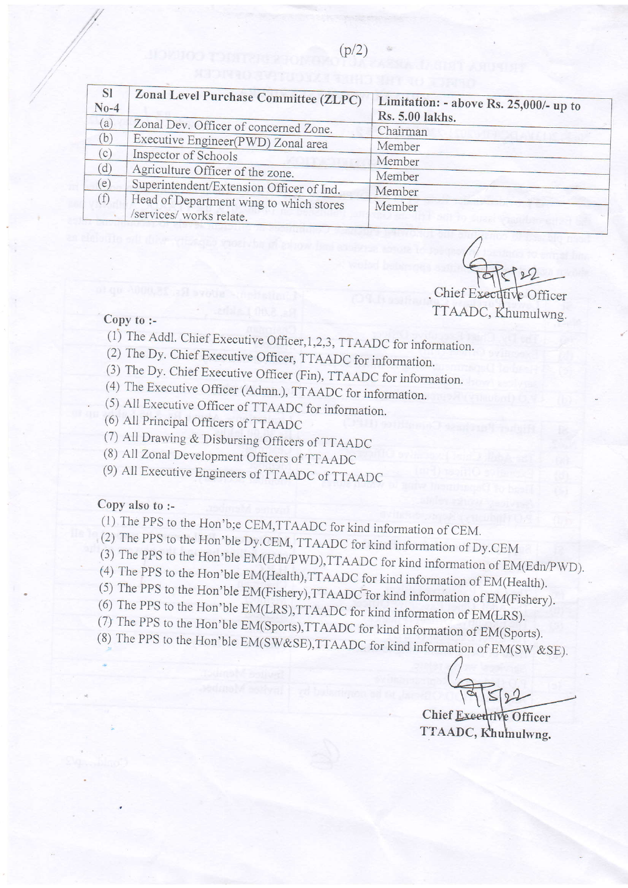(p/2)

| Sl No-4 | Zonal Level Purchase Committee (ZLPC) | Limitation: - above Rs. 25,000/- up to Rs. 5.00 lakhs. |
|---|---|---|
| (a) | Zonal Dev. Officer of concerned Zone. | Chairman |
| (b) | Executive Engineer(PWD) Zonal area | Member |
| (c) | Inspector of Schools | Member |
| (d) | Agriculture Officer of the zone. | Member |
| (e) | Superintendent/Extension Officer of Ind. | Member |
| (f) | Head of Department wing to which stores /services/ works relate. | Member |

19/5/22
Chief Executive Officer
TTAADC, Khumulwng.

Copy to :-

(1) The Addl. Chief Executive Officer,1,2,3, TTAADC for information.
(2) The Dy. Chief Executive Officer, TTAADC for information.
(3) The Dy. Chief Executive Officer (Fin), TTAADC for information.
(4) The Executive Officer (Admn.), TTAADC for information.
(5) All Executive Officer of TTAADC for information.
(6) All Principal Officers of TTAADC
(7) All Drawing & Disbursing Officers of TTAADC
(8) All Zonal Development Officers of TTAADC
(9) All Executive Engineers of TTAADC of TTAADC

Copy also to :-

(1) The PPS to the Hon'b;e CEM,TTAADC for kind information of CEM.
(2) The PPS to the Hon'ble Dy.CEM, TTAADC for kind information of Dy.CEM
(3) The PPS to the Hon'ble EM(Edn/PWD),TTAADC for kind information of EM(Edn/PWD).
(4) The PPS to the Hon'ble EM(Health),TTAADC for kind information of EM(Health).
(5) The PPS to the Hon'ble EM(Fishery),TTAADC for kind information of EM(Fishery).
(6) The PPS to the Hon'ble EM(LRS),TTAADC for kind information of EM(LRS).
(7) The PPS to the Hon'ble EM(Sports),TTAADC for kind information of EM(Sports).
(8) The PPS to the Hon'ble EM(SW&SE),TTAADC for kind information of EM(SW &SE).

19/5/22
Chief Executive Officer
TTAADC, Khumulwng.